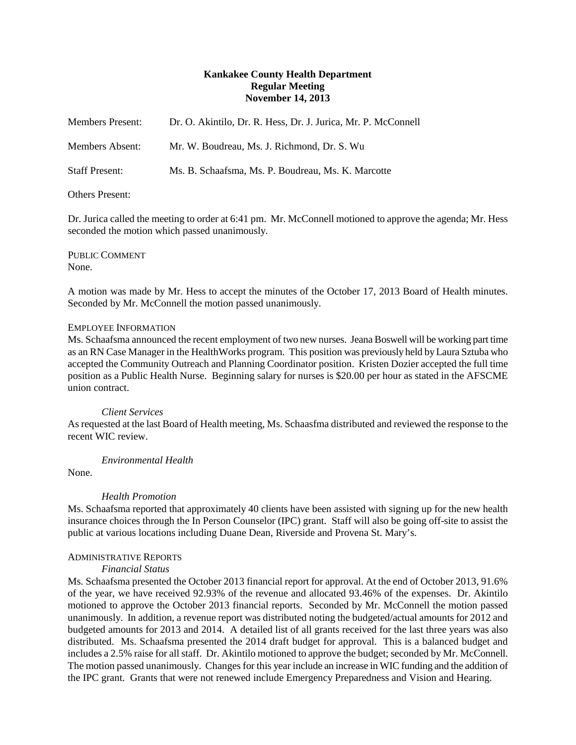**Kankakee County Health Department**
**Regular Meeting**
**November 14, 2013**

Members Present: Dr. O. Akintilo, Dr. R. Hess, Dr. J. Jurica, Mr. P. McConnell

Members Absent: Mr. W. Boudreau, Ms. J. Richmond, Dr. S. Wu

Staff Present: Ms. B. Schaafsma, Ms. P. Boudreau, Ms. K. Marcotte

Others Present:

Dr. Jurica called the meeting to order at 6:41 pm. Mr. McConnell motioned to approve the agenda; Mr. Hess seconded the motion which passed unanimously.

PUBLIC COMMENT
None.

A motion was made by Mr. Hess to accept the minutes of the October 17, 2013 Board of Health minutes. Seconded by Mr. McConnell the motion passed unanimously.

EMPLOYEE INFORMATION
Ms. Schaafsma announced the recent employment of two new nurses. Jeana Boswell will be working part time as an RN Case Manager in the HealthWorks program. This position was previously held by Laura Sztuba who accepted the Community Outreach and Planning Coordinator position. Kristen Dozier accepted the full time position as a Public Health Nurse. Beginning salary for nurses is $20.00 per hour as stated in the AFSCME union contract.

*Client Services*
As requested at the last Board of Health meeting, Ms. Schaasfma distributed and reviewed the response to the recent WIC review.

*Environmental Health*
None.

*Health Promotion*
Ms. Schaafsma reported that approximately 40 clients have been assisted with signing up for the new health insurance choices through the In Person Counselor (IPC) grant. Staff will also be going off-site to assist the public at various locations including Duane Dean, Riverside and Provena St. Mary's.

ADMINISTRATIVE REPORTS
*Financial Status*
Ms. Schaafsma presented the October 2013 financial report for approval. At the end of October 2013, 91.6% of the year, we have received 92.93% of the revenue and allocated 93.46% of the expenses. Dr. Akintilo motioned to approve the October 2013 financial reports. Seconded by Mr. McConnell the motion passed unanimously. In addition, a revenue report was distributed noting the budgeted/actual amounts for 2012 and budgeted amounts for 2013 and 2014. A detailed list of all grants received for the last three years was also distributed. Ms. Schaafsma presented the 2014 draft budget for approval. This is a balanced budget and includes a 2.5% raise for all staff. Dr. Akintilo motioned to approve the budget; seconded by Mr. McConnell. The motion passed unanimously. Changes for this year include an increase in WIC funding and the addition of the IPC grant. Grants that were not renewed include Emergency Preparedness and Vision and Hearing.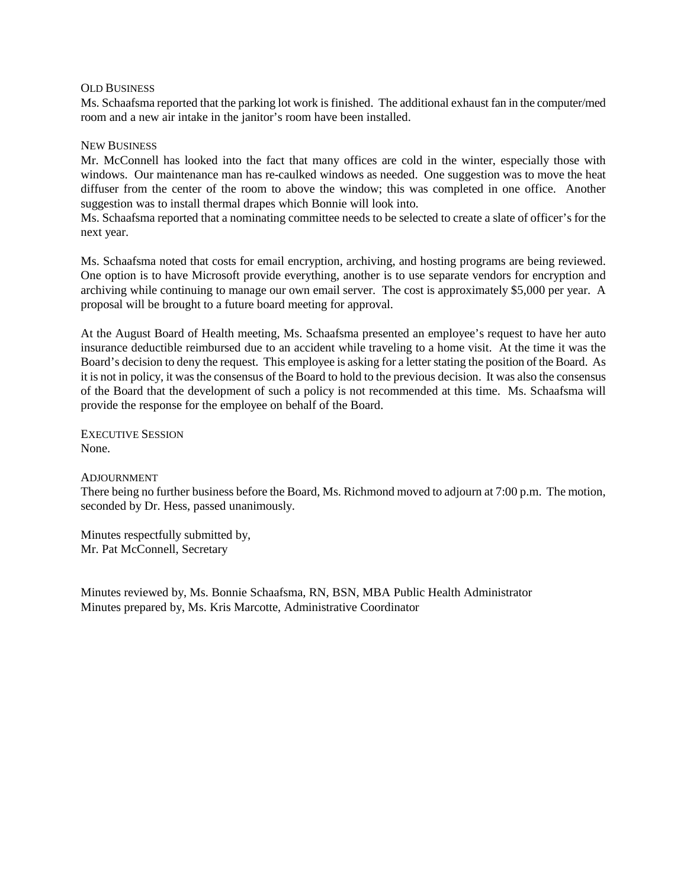## OLD BUSINESS

Ms. Schaafsma reported that the parking lot work is finished. The additional exhaust fan in the computer/med room and a new air intake in the janitor's room have been installed.

## NEW BUSINESS

Mr. McConnell has looked into the fact that many offices are cold in the winter, especially those with windows. Our maintenance man has re-caulked windows as needed. One suggestion was to move the heat diffuser from the center of the room to above the window; this was completed in one office. Another suggestion was to install thermal drapes which Bonnie will look into.

Ms. Schaafsma reported that a nominating committee needs to be selected to create a slate of officer's for the next year.

Ms. Schaafsma noted that costs for email encryption, archiving, and hosting programs are being reviewed. One option is to have Microsoft provide everything, another is to use separate vendors for encryption and archiving while continuing to manage our own email server. The cost is approximately $5,000 per year. A proposal will be brought to a future board meeting for approval.

At the August Board of Health meeting, Ms. Schaafsma presented an employee's request to have her auto insurance deductible reimbursed due to an accident while traveling to a home visit. At the time it was the Board's decision to deny the request. This employee is asking for a letter stating the position of the Board. As it is not in policy, it was the consensus of the Board to hold to the previous decision. It was also the consensus of the Board that the development of such a policy is not recommended at this time. Ms. Schaafsma will provide the response for the employee on behalf of the Board.

## EXECUTIVE SESSION

None.

## ADJOURNMENT

There being no further business before the Board, Ms. Richmond moved to adjourn at 7:00 p.m. The motion, seconded by Dr. Hess, passed unanimously.

Minutes respectfully submitted by,
Mr. Pat McConnell, Secretary

Minutes reviewed by, Ms. Bonnie Schaafsma, RN, BSN, MBA Public Health Administrator
Minutes prepared by, Ms. Kris Marcotte, Administrative Coordinator